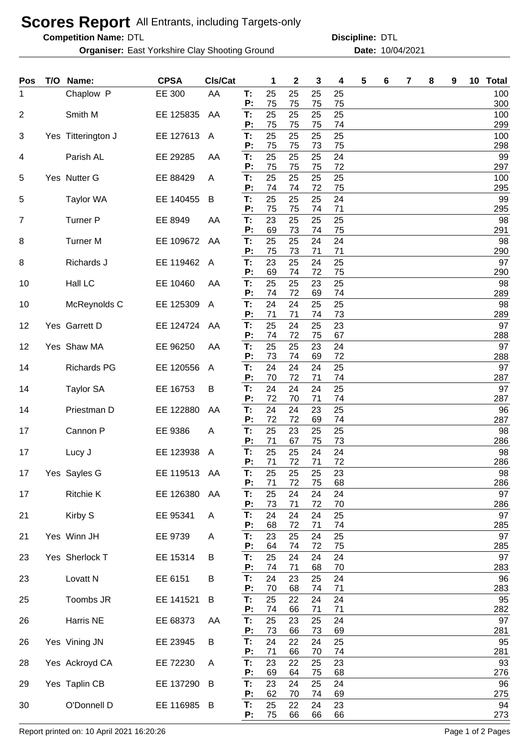# Scores Report All Entrants, including Targets-only

**Competition Name:** DTL **Discipline:** DTL

**Organiser:** East Yorkshire Clay Shooting Ground **Date:** 10/04/2021

| Pos | T/O | Name: | CPSA | Cls/Cat | | 1 | 2 | 3 | 4 | 5 | 6 | 7 | 8 | 9 | 10 | Total |
|---|---|---|---|---|---|---|---|---|---|---|---|---|---|---|---|---|
| 1 | | Chaplow P | EE 300 | AA | T: | 25 | 25 | 25 | 25 | | | | | | | 100 |
| | | | | | P: | 75 | 75 | 75 | 75 | | | | | | | 300 |
| 2 | | Smith M | EE 125835 | AA | T: | 25 | 25 | 25 | 25 | | | | | | | 100 |
| | | | | | P: | 75 | 75 | 75 | 74 | | | | | | | 299 |
| 3 | Yes | Titterington J | EE 127613 | A | T: | 25 | 25 | 25 | 25 | | | | | | | 100 |
| | | | | | P: | 75 | 75 | 73 | 75 | | | | | | | 298 |
| 4 | | Parish AL | EE 29285 | AA | T: | 25 | 25 | 25 | 24 | | | | | | | 99 |
| | | | | | P: | 75 | 75 | 75 | 72 | | | | | | | 297 |
| 5 | Yes | Nutter G | EE 88429 | A | T: | 25 | 25 | 25 | 25 | | | | | | | 100 |
| | | | | | P: | 74 | 74 | 72 | 75 | | | | | | | 295 |
| 5 | | Taylor WA | EE 140455 | B | T: | 25 | 25 | 25 | 24 | | | | | | | 99 |
| | | | | | P: | 75 | 75 | 74 | 71 | | | | | | | 295 |
| 7 | | Turner P | EE 8949 | AA | T: | 23 | 25 | 25 | 25 | | | | | | | 98 |
| | | | | | P: | 69 | 73 | 74 | 75 | | | | | | | 291 |
| 8 | | Turner M | EE 109672 | AA | T: | 25 | 25 | 24 | 24 | | | | | | | 98 |
| | | | | | P: | 75 | 73 | 71 | 71 | | | | | | | 290 |
| 8 | | Richards J | EE 119462 | A | T: | 23 | 25 | 24 | 25 | | | | | | | 97 |
| | | | | | P: | 69 | 74 | 72 | 75 | | | | | | | 290 |
| 10 | | Hall LC | EE 10460 | AA | T: | 25 | 25 | 23 | 25 | | | | | | | 98 |
| | | | | | P: | 74 | 72 | 69 | 74 | | | | | | | 289 |
| 10 | | McReynolds C | EE 125309 | A | T: | 24 | 24 | 25 | 25 | | | | | | | 98 |
| | | | | | P: | 71 | 71 | 74 | 73 | | | | | | | 289 |
| 12 | Yes | Garrett D | EE 124724 | AA | T: | 25 | 24 | 25 | 23 | | | | | | | 97 |
| | | | | | P: | 74 | 72 | 75 | 67 | | | | | | | 288 |
| 12 | Yes | Shaw MA | EE 96250 | AA | T: | 25 | 25 | 23 | 24 | | | | | | | 97 |
| | | | | | P: | 73 | 74 | 69 | 72 | | | | | | | 288 |
| 14 | | Richards PG | EE 120556 | A | T: | 24 | 24 | 24 | 25 | | | | | | | 97 |
| | | | | | P: | 70 | 72 | 71 | 74 | | | | | | | 287 |
| 14 | | Taylor SA | EE 16753 | B | T: | 24 | 24 | 24 | 25 | | | | | | | 97 |
| | | | | | P: | 72 | 70 | 71 | 74 | | | | | | | 287 |
| 14 | | Priestman D | EE 122880 | AA | T: | 24 | 24 | 23 | 25 | | | | | | | 96 |
| | | | | | P: | 72 | 72 | 69 | 74 | | | | | | | 287 |
| 17 | | Cannon P | EE 9386 | A | T: | 25 | 23 | 25 | 25 | | | | | | | 98 |
| | | | | | P: | 71 | 67 | 75 | 73 | | | | | | | 286 |
| 17 | | Lucy J | EE 123938 | A | T: | 25 | 25 | 24 | 24 | | | | | | | 98 |
| | | | | | P: | 71 | 72 | 71 | 72 | | | | | | | 286 |
| 17 | Yes | Sayles G | EE 119513 | AA | T: | 25 | 25 | 25 | 23 | | | | | | | 98 |
| | | | | | P: | 71 | 72 | 75 | 68 | | | | | | | 286 |
| 17 | | Ritchie K | EE 126380 | AA | T: | 25 | 24 | 24 | 24 | | | | | | | 97 |
| | | | | | P: | 73 | 71 | 72 | 70 | | | | | | | 286 |
| 21 | | Kirby S | EE 95341 | A | T: | 24 | 24 | 24 | 25 | | | | | | | 97 |
| | | | | | P: | 68 | 72 | 71 | 74 | | | | | | | 285 |
| 21 | Yes | Winn JH | EE 9739 | A | T: | 23 | 25 | 24 | 25 | | | | | | | 97 |
| | | | | | P: | 64 | 74 | 72 | 75 | | | | | | | 285 |
| 23 | Yes | Sherlock T | EE 15314 | B | T: | 25 | 24 | 24 | 24 | | | | | | | 97 |
| | | | | | P: | 74 | 71 | 68 | 70 | | | | | | | 283 |
| 23 | | Lovatt N | EE 6151 | B | T: | 24 | 23 | 25 | 24 | | | | | | | 96 |
| | | | | | P: | 70 | 68 | 74 | 71 | | | | | | | 283 |
| 25 | | Toombs JR | EE 141521 | B | T: | 25 | 22 | 24 | 24 | | | | | | | 95 |
| | | | | | P: | 74 | 66 | 71 | 71 | | | | | | | 282 |
| 26 | | Harris NE | EE 68373 | AA | T: | 25 | 23 | 25 | 24 | | | | | | | 97 |
| | | | | | P: | 73 | 66 | 73 | 69 | | | | | | | 281 |
| 26 | Yes | Vining JN | EE 23945 | B | T: | 24 | 22 | 24 | 25 | | | | | | | 95 |
| | | | | | P: | 71 | 66 | 70 | 74 | | | | | | | 281 |
| 28 | Yes | Ackroyd CA | EE 72230 | A | T: | 23 | 22 | 25 | 23 | | | | | | | 93 |
| | | | | | P: | 69 | 64 | 75 | 68 | | | | | | | 276 |
| 29 | Yes | Taplin CB | EE 137290 | B | T: | 23 | 24 | 25 | 24 | | | | | | | 96 |
| | | | | | P: | 62 | 70 | 74 | 69 | | | | | | | 275 |
| 30 | | O'Donnell D | EE 116985 | B | T: | 25 | 22 | 24 | 23 | | | | | | | 94 |
| | | | | | P: | 75 | 66 | 66 | 66 | | | | | | | 273 |

Report printed on: 10 April 2021 16:20:26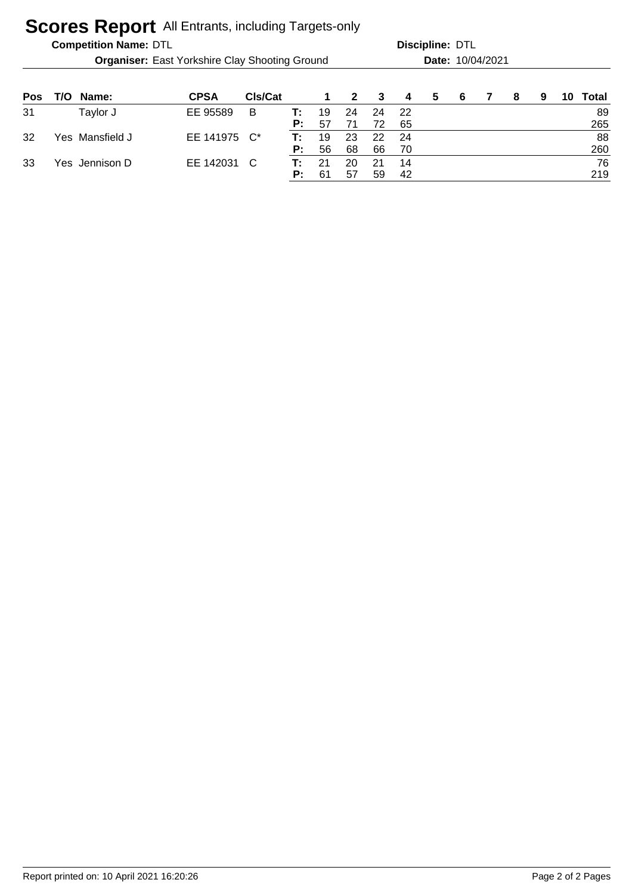# Scores Report All Entrants, including Targets-only

**Competition Name:** DTL  **Discipline:** DTL

**Organiser:** East Yorkshire Clay Shooting Ground  **Date:** 10/04/2021

| Pos | T/O | Name: | CPSA | Cls/Cat | | 1 | 2 | 3 | 4 | 5 | 6 | 7 | 8 | 9 | 10 | Total |
|---|---|---|---|---|---|---|---|---|---|---|---|---|---|---|---|---|
| 31 | | Taylor J | EE 95589 | B | T: | 19 | 24 | 24 | 22 | | | | | | | 89 |
| | | | | | P: | 57 | 71 | 72 | 65 | | | | | | | 265 |
| 32 | Yes | Mansfield J | EE 141975 | C* | T: | 19 | 23 | 22 | 24 | | | | | | | 88 |
| | | | | | P: | 56 | 68 | 66 | 70 | | | | | | | 260 |
| 33 | Yes | Jennison D | EE 142031 | C | T: | 21 | 20 | 21 | 14 | | | | | | | 76 |
| | | | | | P: | 61 | 57 | 59 | 42 | | | | | | | 219 |

Report printed on: 10 April 2021 16:20:26